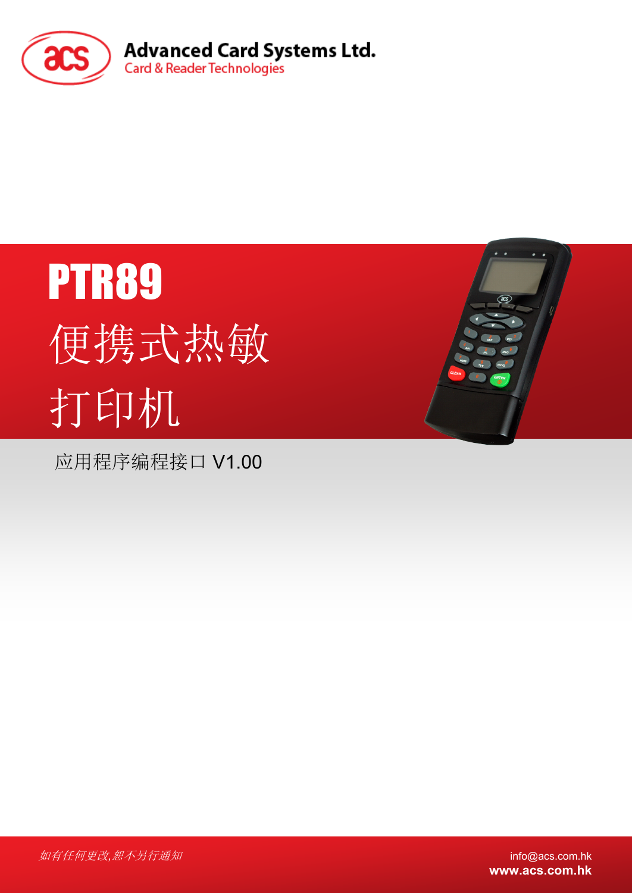Advanced Card Systems Ltd.

Card & Reader Technologies

# PTR89

# 便携式热敏打印机

应用程序编程接口 V1.00

*如有任何更改,恕不另行通知*

info@acs.com.hk

**www.acs.com.hk**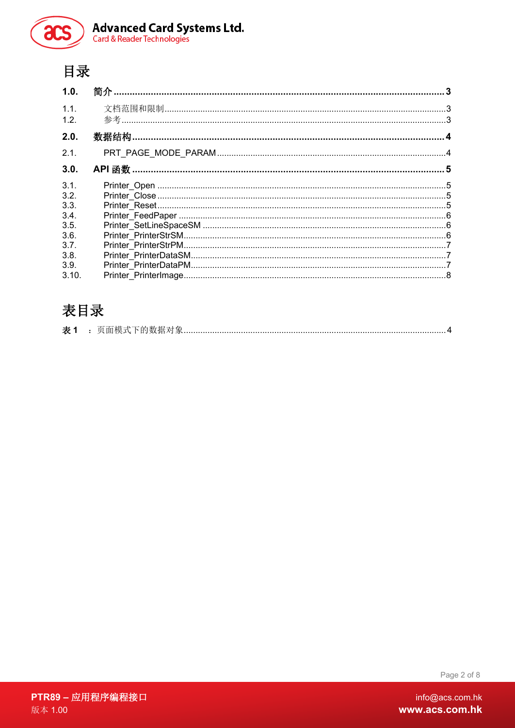# 目录

**1.0. 简介 ... 3**

1.1. 文档范围和限制 ... 3
1.2. 参考 ... 3

**2.0. 数据结构 ... 4**

2.1. PRT_PAGE_MODE_PARAM ... 4

**3.0. API 函数 ... 5**

3.1. Printer_Open ... 5
3.2. Printer_Close ... 5
3.3. Printer_Reset ... 5
3.4. Printer_FeedPaper ... 6
3.5. Printer_SetLineSpaceSM ... 6
3.6. Printer_PrinterStrSM ... 6
3.7. Printer_PrinterStrPM ... 7
3.8. Printer_PrinterDataSM ... 7
3.9. Printer_PrinterDataPM ... 7
3.10. Printer_PrinterImage ... 8

# 表目录

**表 1** ：页面模式下的数据对象 ... 4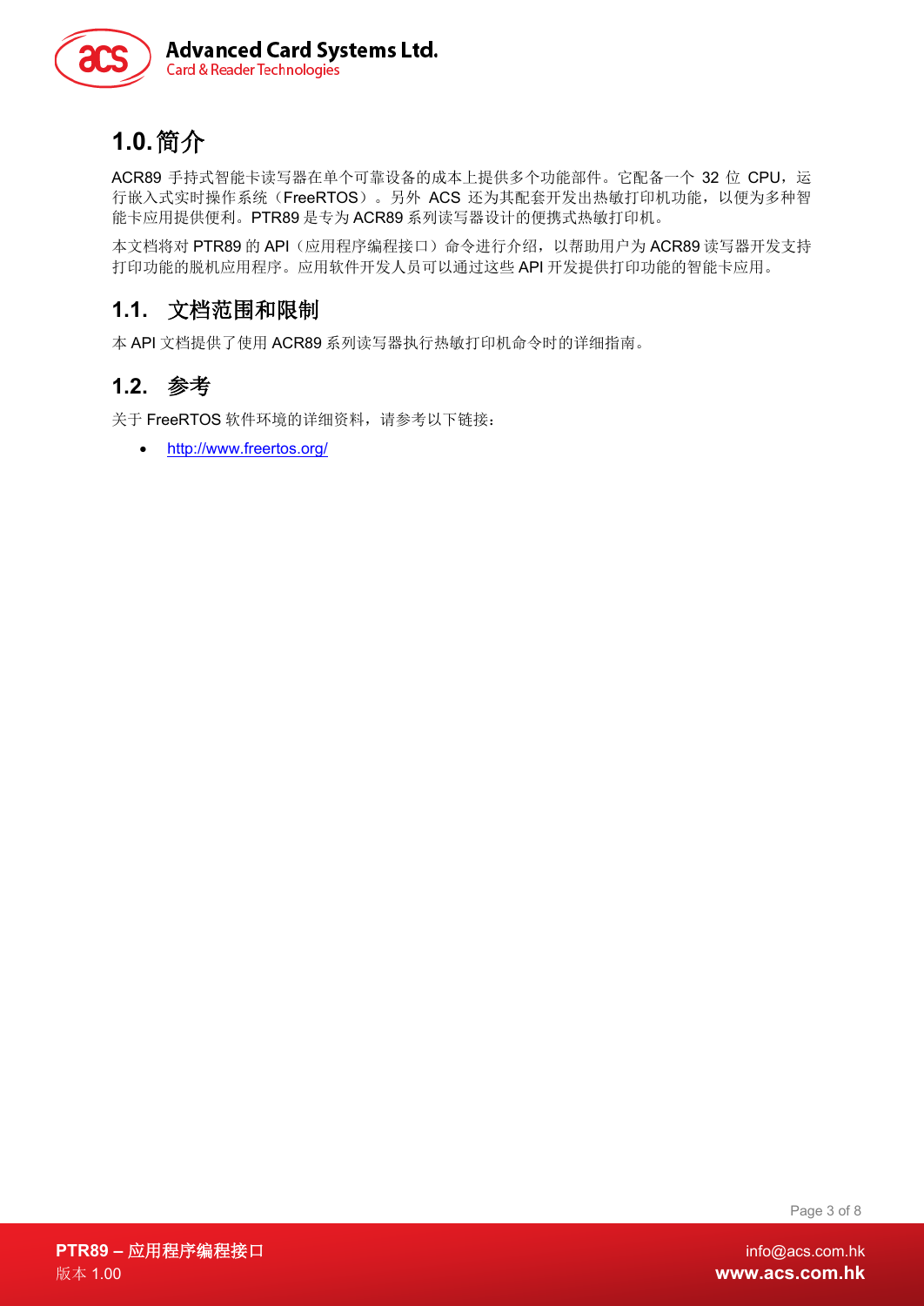# 1.0. 简介

ACR89 手持式智能卡读写器在单个可靠设备的成本上提供多个功能部件。它配备一个 32 位 CPU，运行嵌入式实时操作系统（FreeRTOS）。另外 ACS 还为其配套开发出热敏打印机功能，以便为多种智能卡应用提供便利。PTR89 是专为 ACR89 系列读写器设计的便携式热敏打印机。

本文档将对 PTR89 的 API（应用程序编程接口）命令进行介绍，以帮助用户为 ACR89 读写器开发支持打印功能的脱机应用程序。应用软件开发人员可以通过这些 API 开发提供打印功能的智能卡应用。

## 1.1. 文档范围和限制

本 API 文档提供了使用 ACR89 系列读写器执行热敏打印机命令时的详细指南。

## 1.2. 参考

关于 FreeRTOS 软件环境的详细资料，请参考以下链接：

- http://www.freertos.org/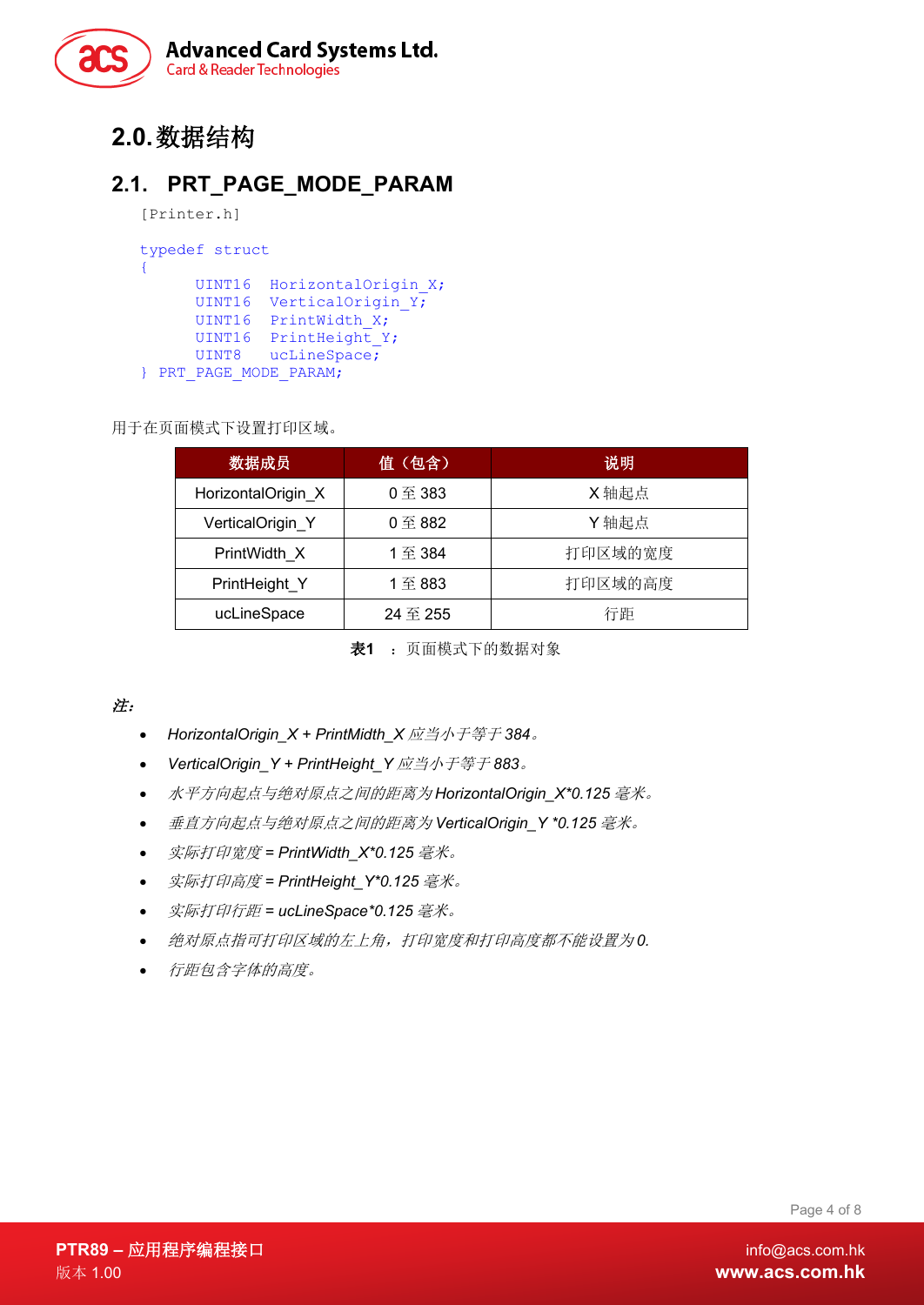# 2.0. 数据结构

## 2.1. PRT_PAGE_MODE_PARAM

```
[Printer.h]

typedef struct
{
      UINT16  HorizontalOrigin_X;
      UINT16  VerticalOrigin_Y;
      UINT16  PrintWidth_X;
      UINT16  PrintHeight_Y;
      UINT8   ucLineSpace;
} PRT_PAGE_MODE_PARAM;
```

用于在页面模式下设置打印区域。

| 数据成员 | 值（包含） | 说明 |
|---|---|---|
| HorizontalOrigin_X | 0 至 383 | X 轴起点 |
| VerticalOrigin_Y | 0 至 882 | Y 轴起点 |
| PrintWidth_X | 1 至 384 | 打印区域的宽度 |
| PrintHeight_Y | 1 至 883 | 打印区域的高度 |
| ucLineSpace | 24 至 255 | 行距 |

**表1** ：页面模式下的数据对象

***注:***

- *HorizontalOrigin_X + PrintMidth_X 应当小于等于 384。*
- *VerticalOrigin_Y + PrintHeight_Y 应当小于等于 883。*
- *水平方向起点与绝对原点之间的距离为 HorizontalOrigin_X*0.125 毫米。*
- *垂直方向起点与绝对原点之间的距离为 VerticalOrigin_Y *0.125 毫米。*
- *实际打印宽度 = PrintWidth_X*0.125 毫米。*
- *实际打印高度 = PrintHeight_Y*0.125 毫米。*
- *实际打印行距 = ucLineSpace*0.125 毫米。*
- *绝对原点指可打印区域的左上角，打印宽度和打印高度都不能设置为 0.*
- *行距包含字体的高度。*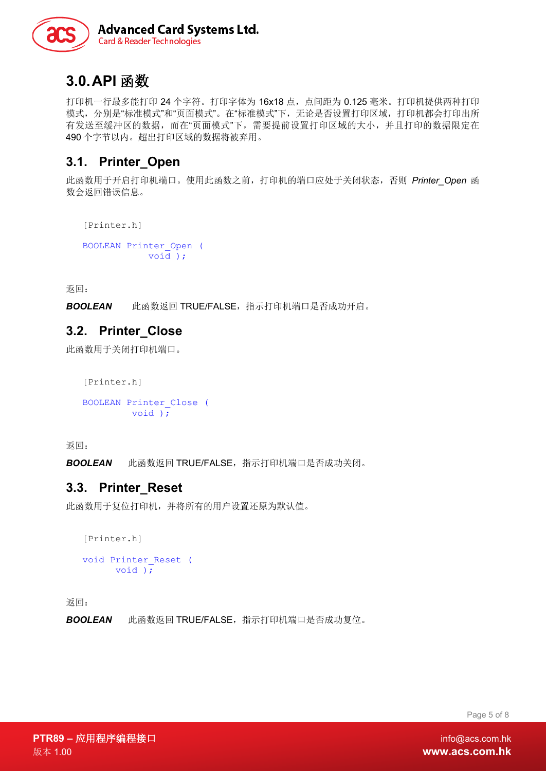# 3.0. API 函数

打印机一行最多能打印 24 个字符。打印字体为 16x18 点，点间距为 0.125 毫米。打印机提供两种打印模式，分别是"标准模式"和"页面模式"。在"标准模式"下，无论是否设置打印区域，打印机都会打印出所有发送至缓冲区的数据，而在"页面模式"下，需要提前设置打印区域的大小，并且打印的数据限定在 490 个字节以内。超出打印区域的数据将被弃用。

## 3.1. Printer_Open

此函数用于开启打印机端口。使用此函数之前，打印机的端口应处于关闭状态，否则 *Printer_Open* 函数会返回错误信息。

```
[Printer.h]

BOOLEAN Printer_Open (
            void );
```

返回：

**BOOLEAN** 此函数返回 TRUE/FALSE，指示打印机端口是否成功开启。

## 3.2. Printer_Close

此函数用于关闭打印机端口。

```
[Printer.h]

BOOLEAN Printer_Close (
         void );
```

返回：

**BOOLEAN** 此函数返回 TRUE/FALSE，指示打印机端口是否成功关闭。

## 3.3. Printer_Reset

此函数用于复位打印机，并将所有的用户设置还原为默认值。

```
[Printer.h]

void Printer_Reset (
      void );
```

返回：

**BOOLEAN** 此函数返回 TRUE/FALSE，指示打印机端口是否成功复位。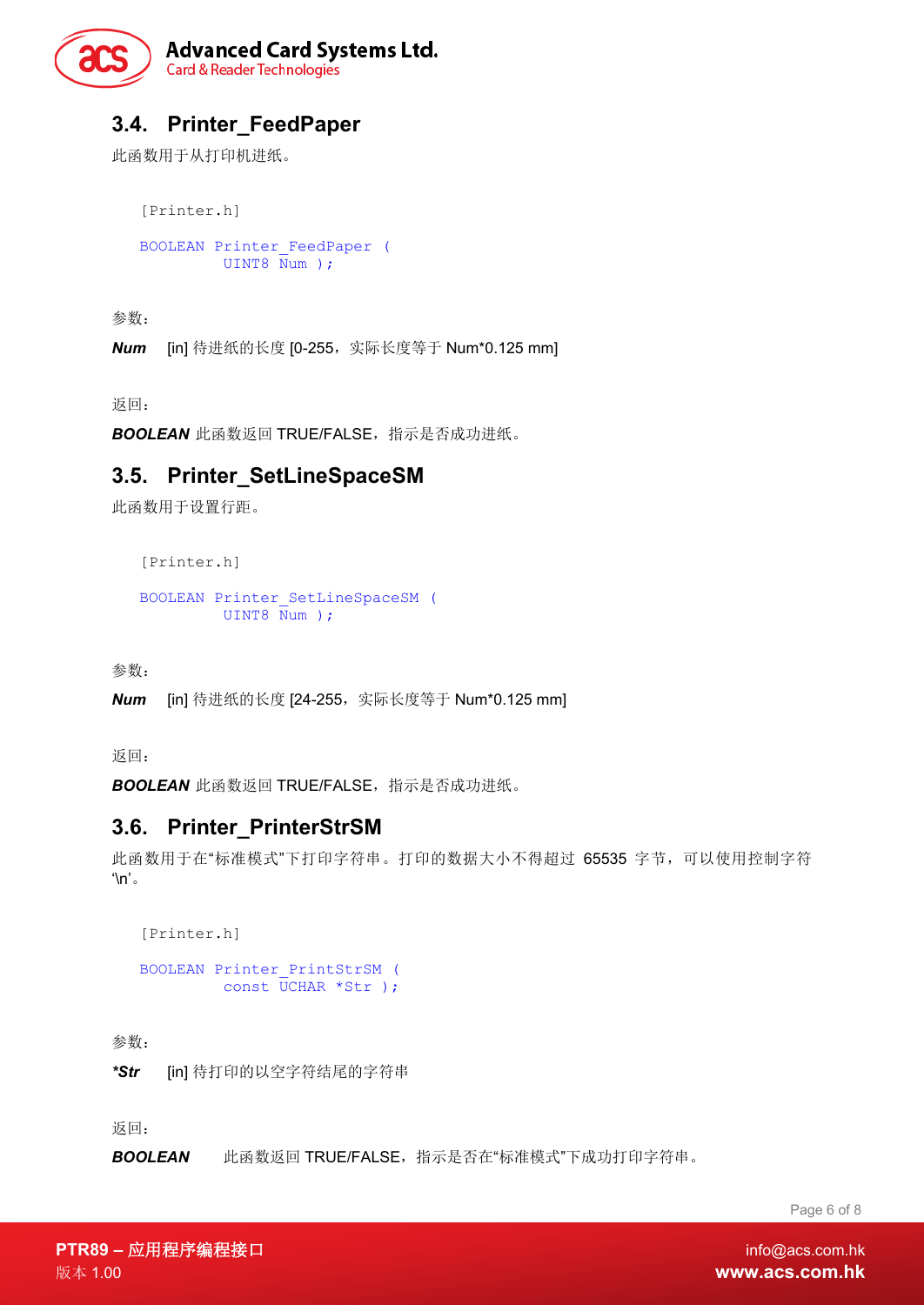## 3.4. Printer_FeedPaper

此函数用于从打印机进纸。

```
[Printer.h]

BOOLEAN Printer_FeedPaper (
          UINT8 Num );
```

参数：

***Num*** [in] 待进纸的长度 [0-255，实际长度等于 Num*0.125 mm]

返回：

***BOOLEAN*** 此函数返回 TRUE/FALSE，指示是否成功进纸。

## 3.5. Printer_SetLineSpaceSM

此函数用于设置行距。

```
[Printer.h]

BOOLEAN Printer_SetLineSpaceSM (
          UINT8 Num );
```

参数：

***Num*** [in] 待进纸的长度 [24-255，实际长度等于 Num*0.125 mm]

返回：

***BOOLEAN*** 此函数返回 TRUE/FALSE，指示是否成功进纸。

## 3.6. Printer_PrinterStrSM

此函数用于在“标准模式”下打印字符串。打印的数据大小不得超过 65535 字节，可以使用控制字符 ‘\n’。

```
[Printer.h]

BOOLEAN Printer_PrintStrSM (
          const UCHAR *Str );
```

参数：

***\*Str*** [in] 待打印的以空字符结尾的字符串

返回：

***BOOLEAN*** 此函数返回 TRUE/FALSE，指示是否在“标准模式”下成功打印字符串。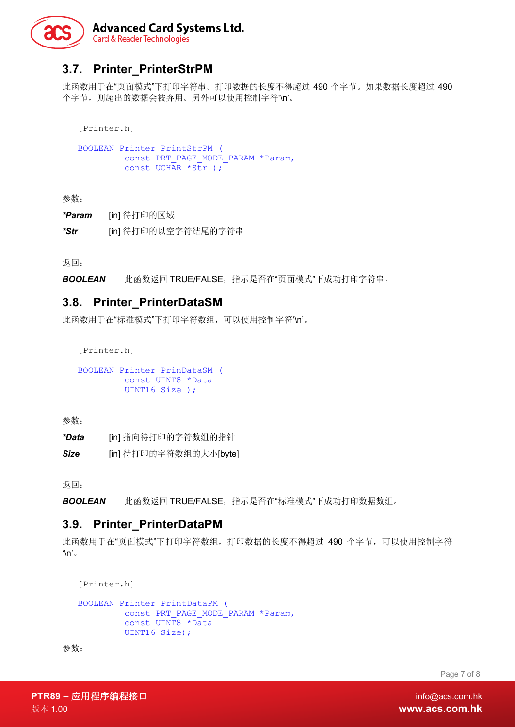## 3.7. Printer_PrinterStrPM

此函数用于在“页面模式”下打印字符串。打印数据的长度不得超过 490 个字节。如果数据长度超过 490 个字节，则超出的数据会被弃用。另外可以使用控制字符‘\n’。

```
[Printer.h]

BOOLEAN Printer_PrintStrPM (
         const PRT_PAGE_MODE_PARAM *Param,
         const UCHAR *Str );
```

参数：

***Param**　　[in] 待打印的区域

***Str**　　[in] 待打印的以空字符结尾的字符串

返回：

***BOOLEAN***　　此函数返回 TRUE/FALSE，指示是否在“页面模式”下成功打印字符串。

## 3.8. Printer_PrinterDataSM

此函数用于在“标准模式”下打印字符数组，可以使用控制字符‘\n’。

```
[Printer.h]

BOOLEAN Printer_PrinDataSM (
         const UINT8 *Data
         UINT16 Size );
```

参数：

***Data**　　[in] 指向待打印的字符数组的指针

***Size***　　[in] 待打印的字符数组的大小[byte]

返回：

***BOOLEAN***　　此函数返回 TRUE/FALSE，指示是否在“标准模式”下成功打印数据数组。

## 3.9. Printer_PrinterDataPM

此函数用于在“页面模式”下打印字符数组，打印数据的长度不得超过 490 个字节，可以使用控制字符‘\n’。

```
[Printer.h]

BOOLEAN Printer_PrintDataPM (
         const PRT_PAGE_MODE_PARAM *Param,
         const UINT8 *Data
         UINT16 Size);
```

参数：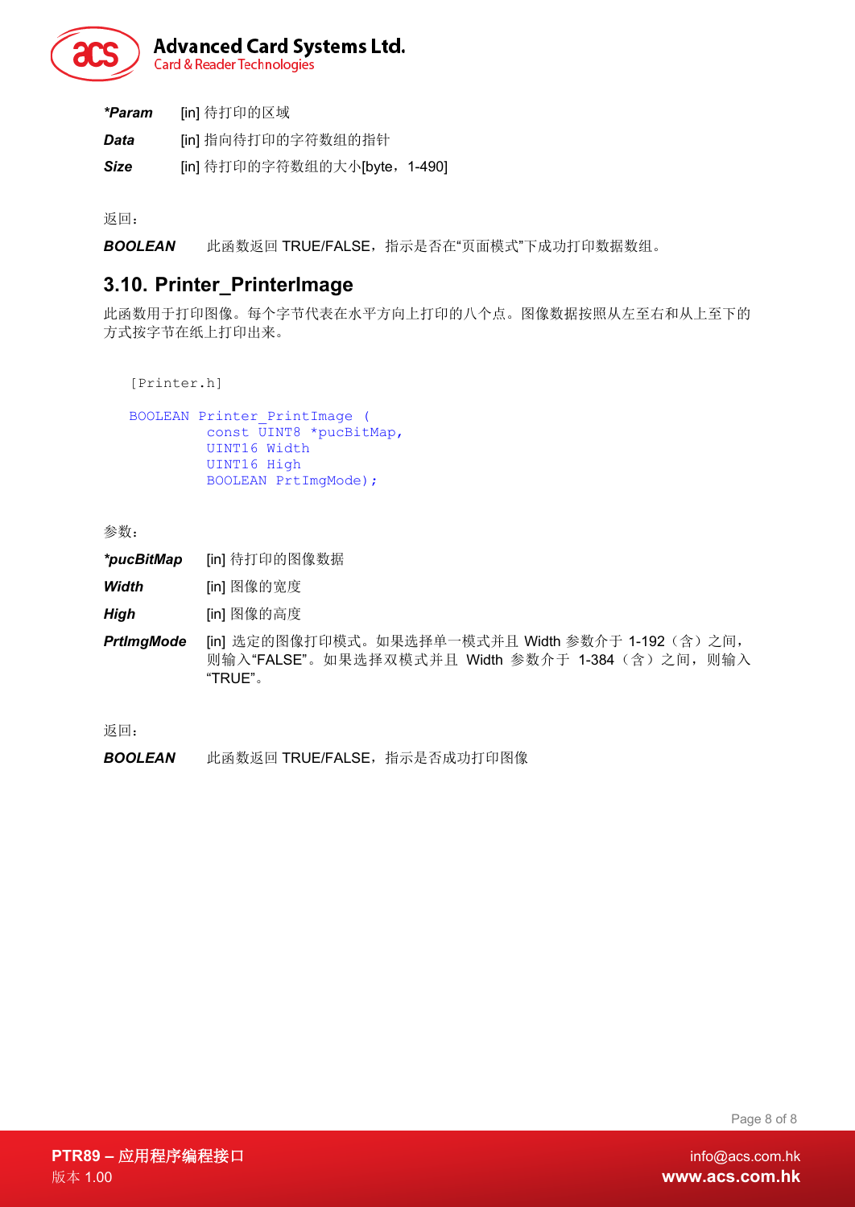***Param** [in] 待打印的区域

**Data** [in] 指向待打印的字符数组的指针

**Size** [in] 待打印的字符数组的大小[byte，1-490]

返回：

**BOOLEAN** 此函数返回 TRUE/FALSE，指示是否在“页面模式”下成功打印数据数组。

## 3.10. Printer_PrinterImage

此函数用于打印图像。每个字节代表在水平方向上打印的八个点。图像数据按照从左至右和从上至下的方式按字节在纸上打印出来。

```
[Printer.h]

BOOLEAN Printer_PrintImage (
        const UINT8 *pucBitMap,
        UINT16 Width
        UINT16 High
        BOOLEAN PrtImgMode);
```

参数：

***pucBitMap** [in] 待打印的图像数据

**Width** [in] 图像的宽度

**High** [in] 图像的高度

**PrtImgMode** [in] 选定的图像打印模式。如果选择单一模式并且 Width 参数介于 1-192（含）之间，则输入“FALSE”。如果选择双模式并且 Width 参数介于 1-384（含）之间，则输入“TRUE”。

返回：

**BOOLEAN** 此函数返回 TRUE/FALSE，指示是否成功打印图像